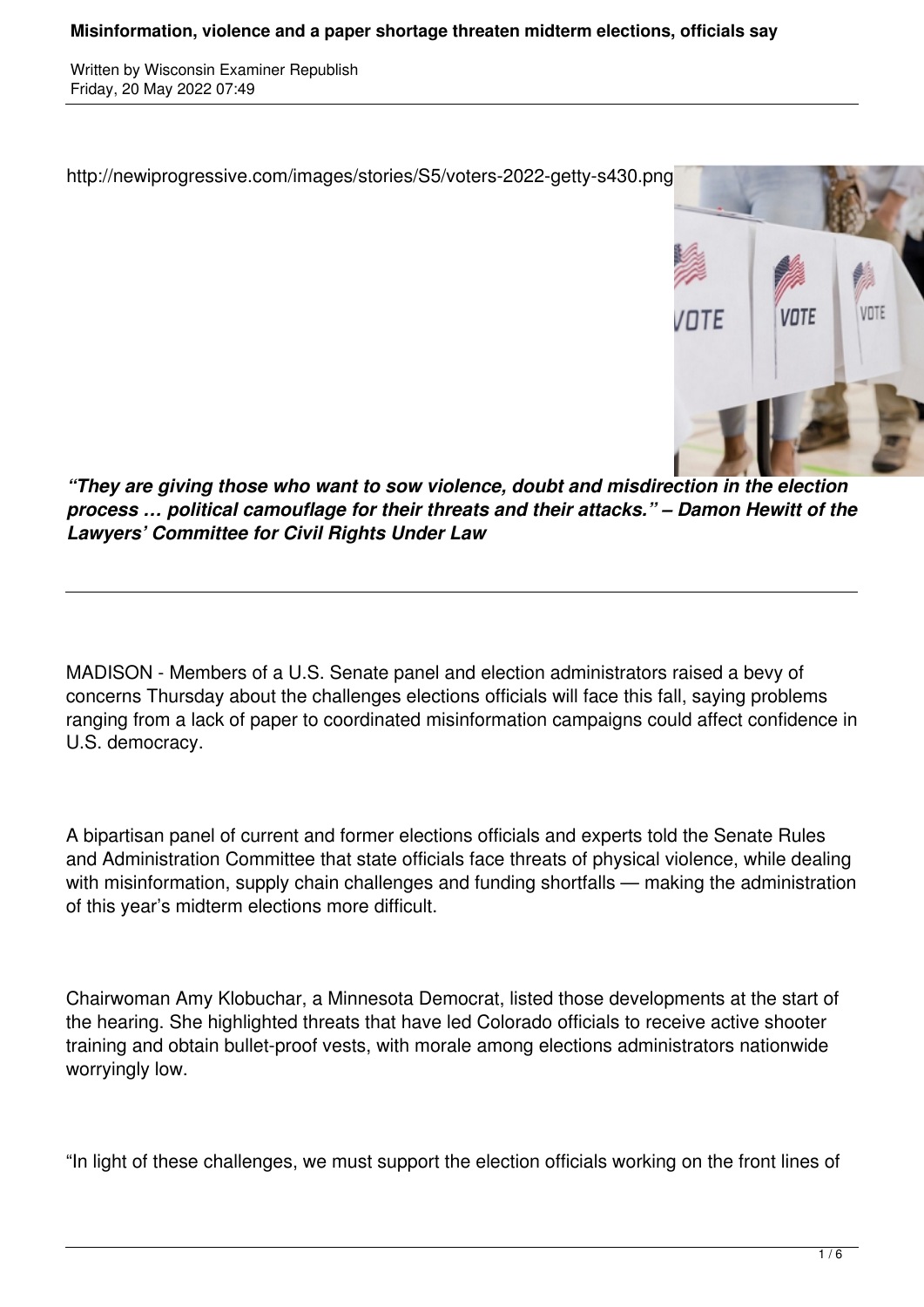# Misinformation, violence and a paper shortage threaten midterm elections, officials say

Written by Wisconsin Examiner Republish
Friday, 20 May 2022 07:49

http://newiprogressive.com/images/stories/S5/voters-2022-getty-s430.png

***"They are giving those who want to sow violence, doubt and misdirection in the election process … political camouflage for their threats and their attacks." – Damon Hewitt of the Lawyers' Committee for Civil Rights Under Law***

---

MADISON - Members of a U.S. Senate panel and election administrators raised a bevy of concerns Thursday about the challenges elections officials will face this fall, saying problems ranging from a lack of paper to coordinated misinformation campaigns could affect confidence in U.S. democracy.

A bipartisan panel of current and former elections officials and experts told the Senate Rules and Administration Committee that state officials face threats of physical violence, while dealing with misinformation, supply chain challenges and funding shortfalls — making the administration of this year's midterm elections more difficult.

Chairwoman Amy Klobuchar, a Minnesota Democrat, listed those developments at the start of the hearing. She highlighted threats that have led Colorado officials to receive active shooter training and obtain bullet-proof vests, with morale among elections administrators nationwide worryingly low.

"In light of these challenges, we must support the election officials working on the front lines of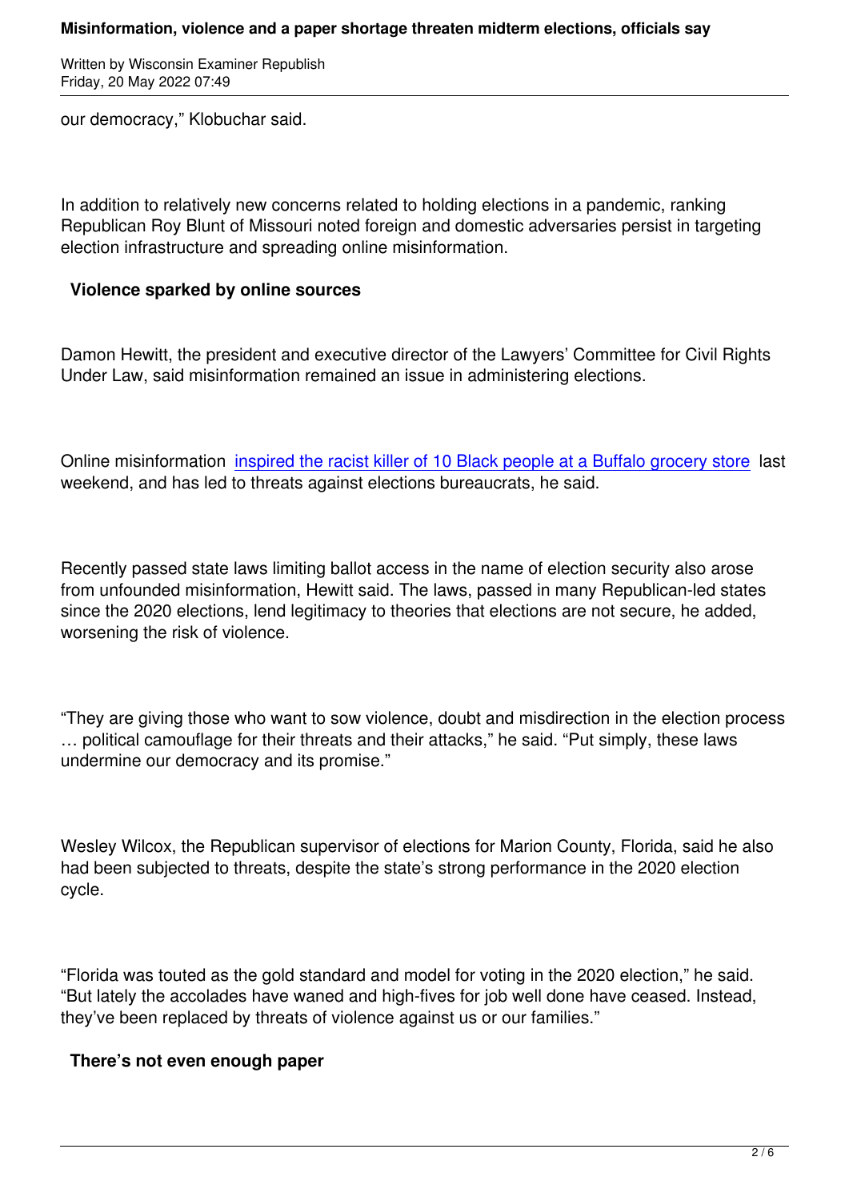our democracy," Klobuchar said.

In addition to relatively new concerns related to holding elections in a pandemic, ranking Republican Roy Blunt of Missouri noted foreign and domestic adversaries persist in targeting election infrastructure and spreading online misinformation.

## Violence sparked by online sources

Damon Hewitt, the president and executive director of the Lawyers' Committee for Civil Rights Under Law, said misinformation remained an issue in administering elections.

Online misinformation inspired the racist killer of 10 Black people at a Buffalo grocery store last weekend, and has led to threats against elections bureaucrats, he said.

Recently passed state laws limiting ballot access in the name of election security also arose from unfounded misinformation, Hewitt said. The laws, passed in many Republican-led states since the 2020 elections, lend legitimacy to theories that elections are not secure, he added, worsening the risk of violence.

"They are giving those who want to sow violence, doubt and misdirection in the election process … political camouflage for their threats and their attacks," he said. "Put simply, these laws undermine our democracy and its promise."

Wesley Wilcox, the Republican supervisor of elections for Marion County, Florida, said he also had been subjected to threats, despite the state's strong performance in the 2020 election cycle.

"Florida was touted as the gold standard and model for voting in the 2020 election," he said. "But lately the accolades have waned and high-fives for job well done have ceased. Instead, they've been replaced by threats of violence against us or our families."

## There's not even enough paper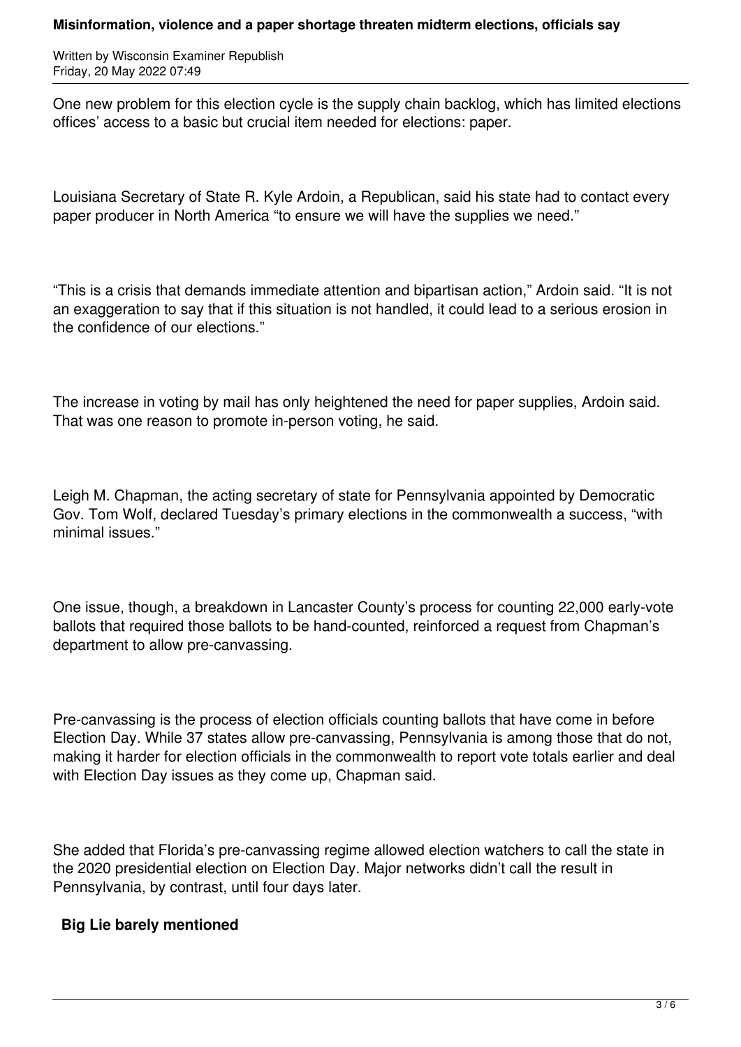One new problem for this election cycle is the supply chain backlog, which has limited elections offices' access to a basic but crucial item needed for elections: paper.

Louisiana Secretary of State R. Kyle Ardoin, a Republican, said his state had to contact every paper producer in North America "to ensure we will have the supplies we need."

"This is a crisis that demands immediate attention and bipartisan action," Ardoin said. "It is not an exaggeration to say that if this situation is not handled, it could lead to a serious erosion in the confidence of our elections."

The increase in voting by mail has only heightened the need for paper supplies, Ardoin said. That was one reason to promote in-person voting, he said.

Leigh M. Chapman, the acting secretary of state for Pennsylvania appointed by Democratic Gov. Tom Wolf, declared Tuesday's primary elections in the commonwealth a success, "with minimal issues."

One issue, though, a breakdown in Lancaster County's process for counting 22,000 early-vote ballots that required those ballots to be hand-counted, reinforced a request from Chapman's department to allow pre-canvassing.

Pre-canvassing is the process of election officials counting ballots that have come in before Election Day. While 37 states allow pre-canvassing, Pennsylvania is among those that do not, making it harder for election officials in the commonwealth to report vote totals earlier and deal with Election Day issues as they come up, Chapman said.

She added that Florida's pre-canvassing regime allowed election watchers to call the state in the 2020 presidential election on Election Day. Major networks didn't call the result in Pennsylvania, by contrast, until four days later.

**Big Lie barely mentioned**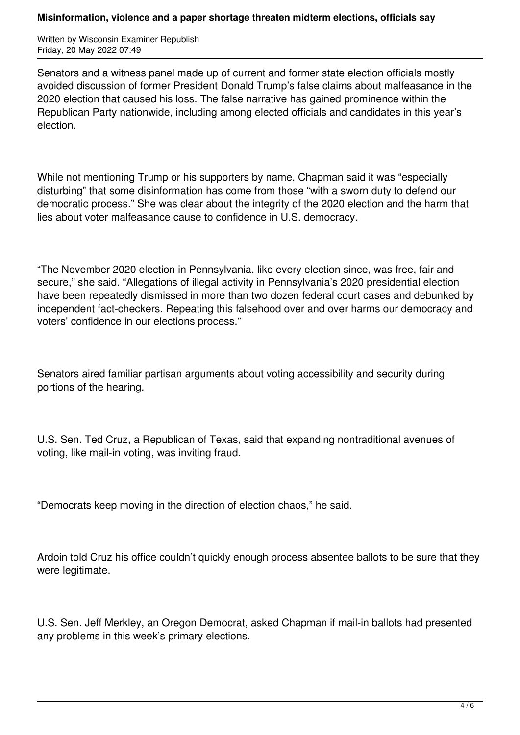Senators and a witness panel made up of current and former state election officials mostly avoided discussion of former President Donald Trump's false claims about malfeasance in the 2020 election that caused his loss. The false narrative has gained prominence within the Republican Party nationwide, including among elected officials and candidates in this year's election.

While not mentioning Trump or his supporters by name, Chapman said it was "especially disturbing" that some disinformation has come from those "with a sworn duty to defend our democratic process." She was clear about the integrity of the 2020 election and the harm that lies about voter malfeasance cause to confidence in U.S. democracy.

"The November 2020 election in Pennsylvania, like every election since, was free, fair and secure," she said. "Allegations of illegal activity in Pennsylvania's 2020 presidential election have been repeatedly dismissed in more than two dozen federal court cases and debunked by independent fact-checkers. Repeating this falsehood over and over harms our democracy and voters' confidence in our elections process."

Senators aired familiar partisan arguments about voting accessibility and security during portions of the hearing.

U.S. Sen. Ted Cruz, a Republican of Texas, said that expanding nontraditional avenues of voting, like mail-in voting, was inviting fraud.

"Democrats keep moving in the direction of election chaos," he said.

Ardoin told Cruz his office couldn't quickly enough process absentee ballots to be sure that they were legitimate.

U.S. Sen. Jeff Merkley, an Oregon Democrat, asked Chapman if mail-in ballots had presented any problems in this week's primary elections.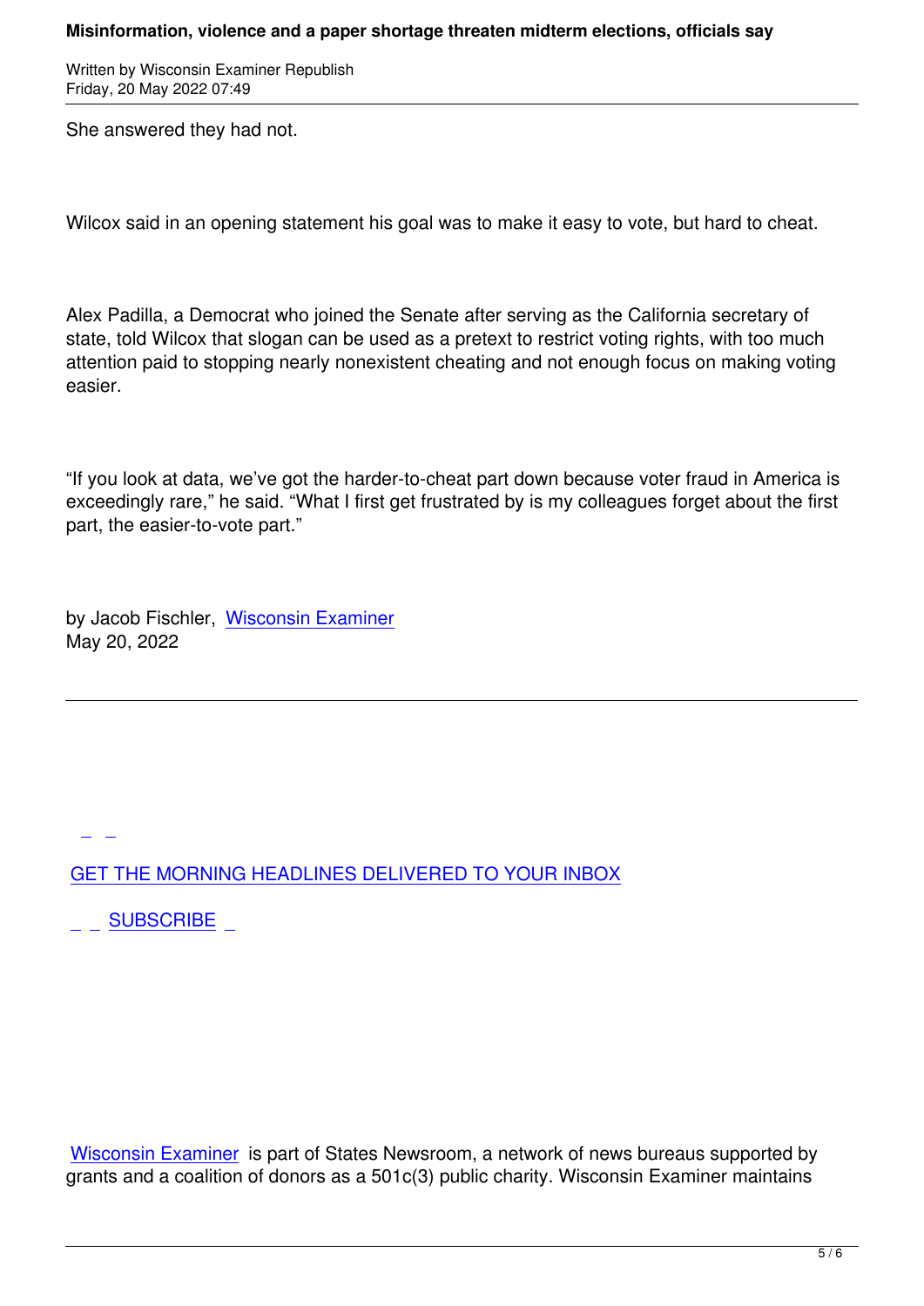She answered they had not.

Wilcox said in an opening statement his goal was to make it easy to vote, but hard to cheat.

Alex Padilla, a Democrat who joined the Senate after serving as the California secretary of state, told Wilcox that slogan can be used as a pretext to restrict voting rights, with too much attention paid to stopping nearly nonexistent cheating and not enough focus on making voting easier.

"If you look at data, we've got the harder-to-cheat part down because voter fraud in America is exceedingly rare," he said. "What I first get frustrated by is my colleagues forget about the first part, the easier-to-vote part."

by Jacob Fischler, Wisconsin Examiner
May 20, 2022

---

GET THE MORNING HEADLINES DELIVERED TO YOUR INBOX

SUBSCRIBE

Wisconsin Examiner is part of States Newsroom, a network of news bureaus supported by grants and a coalition of donors as a 501c(3) public charity. Wisconsin Examiner maintains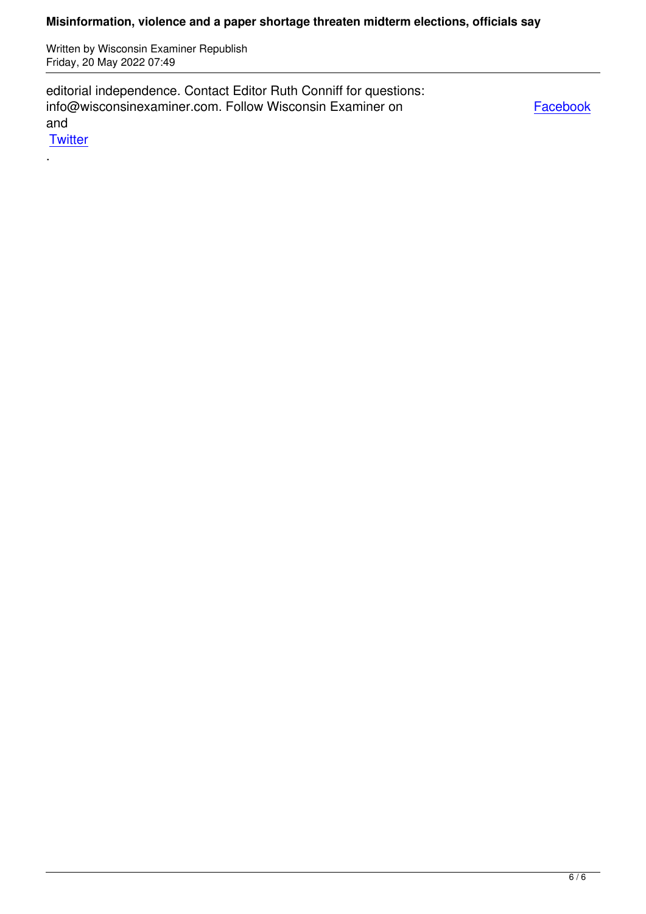editorial independence. Contact Editor Ruth Conniff for questions: info@wisconsinexaminer.com. Follow Wisconsin Examiner on Facebook and Twitter.